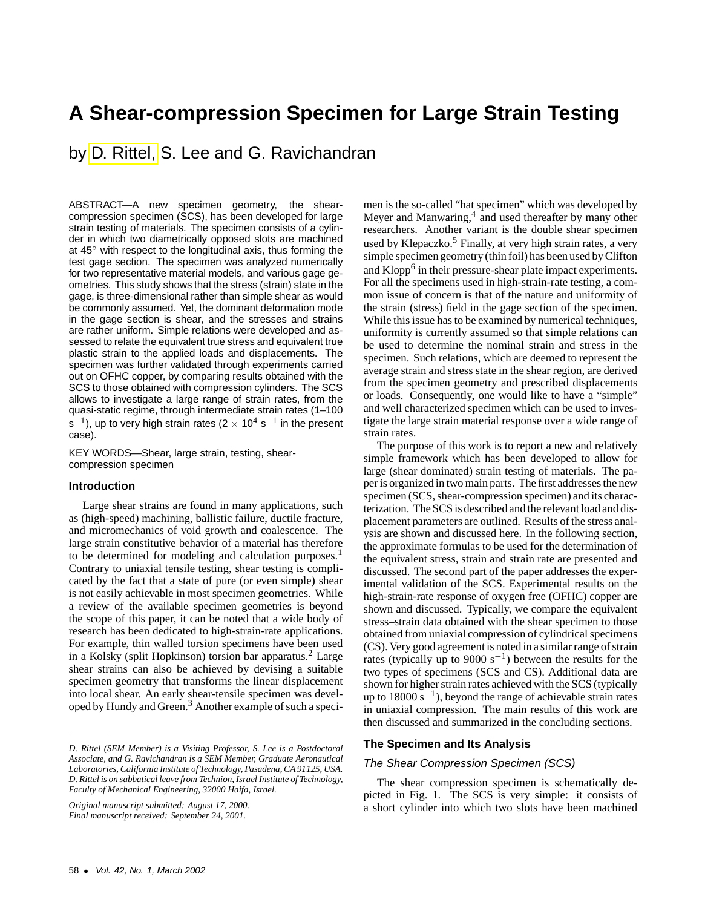# A Shear-compression Specimen for Large Strain Testing

by D. Rittel, S. Lee and G. Ravichandran

ABSTRACT—A new specimen geometry, the shear-compression specimen (SCS), has been developed for large strain testing of materials. The specimen consists of a cylinder in which two diametrically opposed slots are machined at 45° with respect to the longitudinal axis, thus forming the test gage section. The specimen was analyzed numerically for two representative material models, and various gage geometries. This study shows that the stress (strain) state in the gage, is three-dimensional rather than simple shear as would be commonly assumed. Yet, the dominant deformation mode in the gage section is shear, and the stresses and strains are rather uniform. Simple relations were developed and assessed to relate the equivalent true stress and equivalent true plastic strain to the applied loads and displacements. The specimen was further validated through experiments carried out on OFHC copper, by comparing results obtained with the SCS to those obtained with compression cylinders. The SCS allows to investigate a large range of strain rates, from the quasi-static regime, through intermediate strain rates (1–100 $s^{-1}$), up to very high strain rates ($2 \times 10^4$ $s^{-1}$ in the present case).

KEY WORDS—Shear, large strain, testing, shear-compression specimen

## Introduction

Large shear strains are found in many applications, such as (high-speed) machining, ballistic failure, ductile fracture, and micromechanics of void growth and coalescence. The large strain constitutive behavior of a material has therefore to be determined for modeling and calculation purposes.[1] Contrary to uniaxial tensile testing, shear testing is complicated by the fact that a state of pure (or even simple) shear is not easily achievable in most specimen geometries. While a review of the available specimen geometries is beyond the scope of this paper, it can be noted that a wide body of research has been dedicated to high-strain-rate applications. For example, thin walled torsion specimens have been used in a Kolsky (split Hopkinson) torsion bar apparatus.[2] Large shear strains can also be achieved by devising a suitable specimen geometry that transforms the linear displacement into local shear. An early shear-tensile specimen was developed by Hundy and Green.[3] Another example of such a specimen is the so-called "hat specimen" which was developed by Meyer and Manwaring,[4] and used thereafter by many other researchers. Another variant is the double shear specimen used by Klepaczko.[5] Finally, at very high strain rates, a very simple specimen geometry (thin foil) has been used by Clifton and Klopp[6] in their pressure-shear plate impact experiments. For all the specimens used in high-strain-rate testing, a common issue of concern is that of the nature and uniformity of the strain (stress) field in the gage section of the specimen. While this issue has to be examined by numerical techniques, uniformity is currently assumed so that simple relations can be used to determine the nominal strain and stress in the specimen. Such relations, which are deemed to represent the average strain and stress state in the shear region, are derived from the specimen geometry and prescribed displacements or loads. Consequently, one would like to have a "simple" and well characterized specimen which can be used to investigate the large strain material response over a wide range of strain rates.

The purpose of this work is to report a new and relatively simple framework which has been developed to allow for large (shear dominated) strain testing of materials. The paper is organized in two main parts. The first addresses the new specimen (SCS, shear-compression specimen) and its characterization. The SCS is described and the relevant load and displacement parameters are outlined. Results of the stress analysis are shown and discussed here. In the following section, the approximate formulas to be used for the determination of the equivalent stress, strain and strain rate are presented and discussed. The second part of the paper addresses the experimental validation of the SCS. Experimental results on the high-strain-rate response of oxygen free (OFHC) copper are shown and discussed. Typically, we compare the equivalent stress–strain data obtained with the shear specimen to those obtained from uniaxial compression of cylindrical specimens (CS). Very good agreement is noted in a similar range of strain rates (typically up to 9000 $s^{-1}$) between the results for the two types of specimens (SCS and CS). Additional data are shown for higher strain rates achieved with the SCS (typically up to 18000 $s^{-1}$), beyond the range of achievable strain rates in uniaxial compression. The main results of this work are then discussed and summarized in the concluding sections.

## The Specimen and Its Analysis

### The Shear Compression Specimen (SCS)

The shear compression specimen is schematically depicted in Fig. 1. The SCS is very simple: it consists of a short cylinder into which two slots have been machined

---

*D. Rittel (SEM Member) is a Visiting Professor, S. Lee is a Postdoctoral Associate, and G. Ravichandran is a SEM Member, Graduate Aeronautical Laboratories, California Institute of Technology, Pasadena, CA 91125, USA. D. Rittel is on sabbatical leave from Technion, Israel Institute of Technology, Faculty of Mechanical Engineering, 32000 Haifa, Israel.*

*Original manuscript submitted: August 17, 2000.*
*Final manuscript received: September 24, 2001.*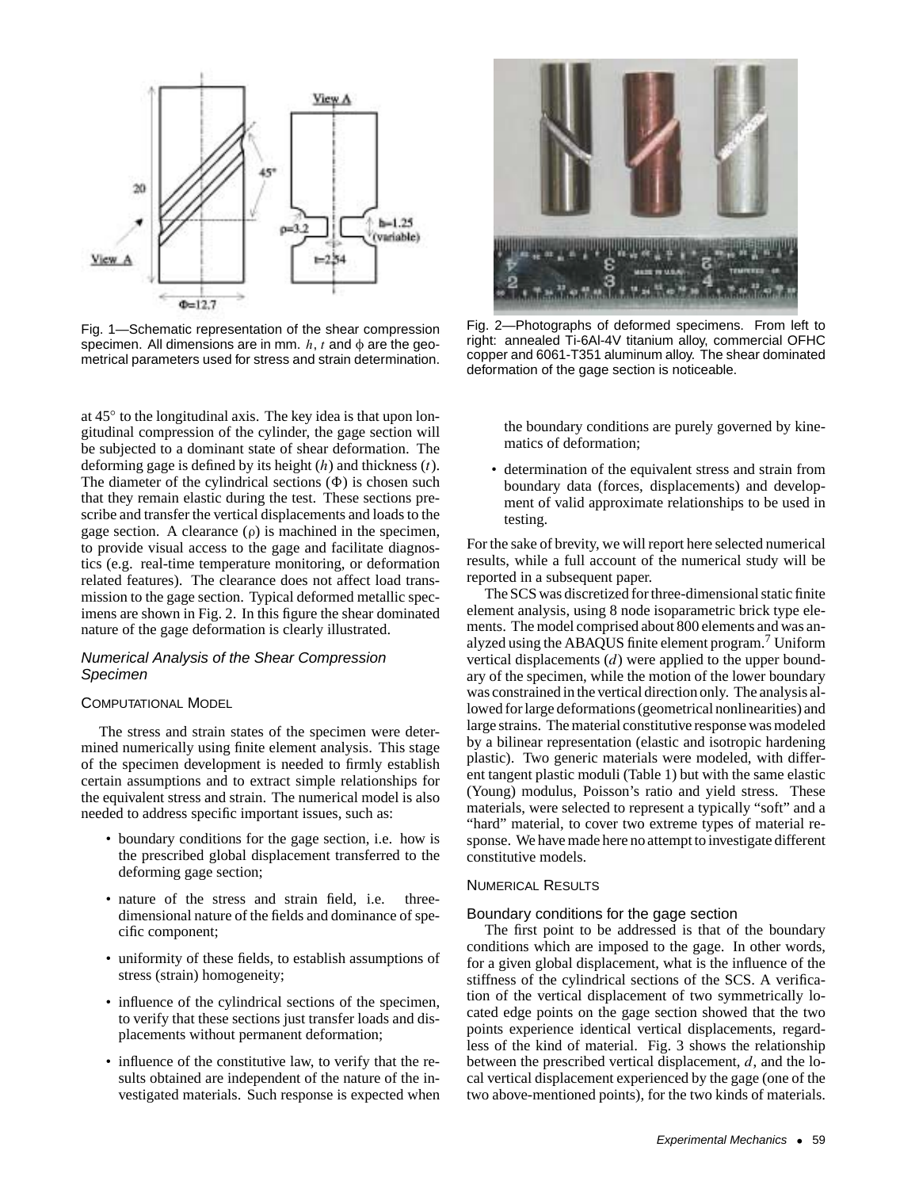Fig. 1—Schematic representation of the shear compression specimen. All dimensions are in mm. $h$, $t$ and $\phi$ are the geometrical parameters used for stress and strain determination.

Fig. 2—Photographs of deformed specimens. From left to right: annealed Ti-6Al-4V titanium alloy, commercial OFHC copper and 6061-T351 aluminum alloy. The shear dominated deformation of the gage section is noticeable.

at 45° to the longitudinal axis. The key idea is that upon longitudinal compression of the cylinder, the gage section will be subjected to a dominant state of shear deformation. The deforming gage is defined by its height ($h$) and thickness ($t$). The diameter of the cylindrical sections ($\Phi$) is chosen such that they remain elastic during the test. These sections prescribe and transfer the vertical displacements and loads to the gage section. A clearance ($\rho$) is machined in the specimen, to provide visual access to the gage and facilitate diagnostics (e.g. real-time temperature monitoring, or deformation related features). The clearance does not affect load transmission to the gage section. Typical deformed metallic specimens are shown in Fig. 2. In this figure the shear dominated nature of the gage deformation is clearly illustrated.

## *Numerical Analysis of the Shear Compression Specimen*

### Computational Model

The stress and strain states of the specimen were determined numerically using finite element analysis. This stage of the specimen development is needed to firmly establish certain assumptions and to extract simple relationships for the equivalent stress and strain. The numerical model is also needed to address specific important issues, such as:

- boundary conditions for the gage section, i.e. how is the prescribed global displacement transferred to the deforming gage section;
- nature of the stress and strain field, i.e. three-dimensional nature of the fields and dominance of specific component;
- uniformity of these fields, to establish assumptions of stress (strain) homogeneity;
- influence of the cylindrical sections of the specimen, to verify that these sections just transfer loads and displacements without permanent deformation;
- influence of the constitutive law, to verify that the results obtained are independent of the nature of the investigated materials. Such response is expected when the boundary conditions are purely governed by kinematics of deformation;
- determination of the equivalent stress and strain from boundary data (forces, displacements) and development of valid approximate relationships to be used in testing.

For the sake of brevity, we will report here selected numerical results, while a full account of the numerical study will be reported in a subsequent paper.

The SCS was discretized for three-dimensional static finite element analysis, using 8 node isoparametric brick type elements. The model comprised about 800 elements and was analyzed using the ABAQUS finite element program.[7] Uniform vertical displacements ($d$) were applied to the upper boundary of the specimen, while the motion of the lower boundary was constrained in the vertical direction only. The analysis allowed for large deformations (geometrical nonlinearities) and large strains. The material constitutive response was modeled by a bilinear representation (elastic and isotropic hardening plastic). Two generic materials were modeled, with different tangent plastic moduli (Table 1) but with the same elastic (Young) modulus, Poisson's ratio and yield stress. These materials, were selected to represent a typically "soft" and a "hard" material, to cover two extreme types of material response. We have made here no attempt to investigate different constitutive models.

### Numerical Results

#### Boundary conditions for the gage section

The first point to be addressed is that of the boundary conditions which are imposed to the gage. In other words, for a given global displacement, what is the influence of the stiffness of the cylindrical sections of the SCS. A verification of the vertical displacement of two symmetrically located edge points on the gage section showed that the two points experience identical vertical displacements, regardless of the kind of material. Fig. 3 shows the relationship between the prescribed vertical displacement, $d$, and the local vertical displacement experienced by the gage (one of the two above-mentioned points), for the two kinds of materials.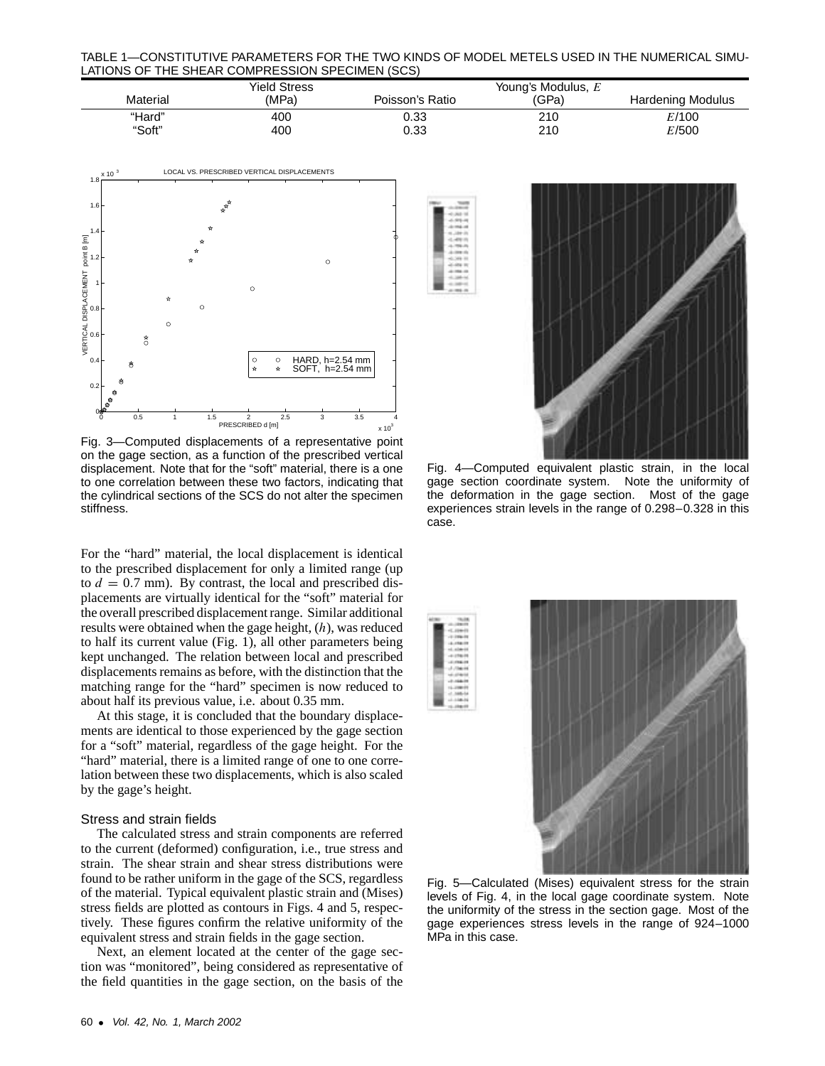TABLE 1—CONSTITUTIVE PARAMETERS FOR THE TWO KINDS OF MODEL METELS USED IN THE NUMERICAL SIMULATIONS OF THE SHEAR COMPRESSION SPECIMEN (SCS)

| Material | Yield Stress (MPa) | Poisson's Ratio | Young's Modulus, $E$ (GPa) | Hardening Modulus |
|---|---|---|---|---|
| "Hard" | 400 | 0.33 | 210 | $E/100$ |
| "Soft" | 400 | 0.33 | 210 | $E/500$ |

LOCAL VS. PRESCRIBED VERTICAL DISPLACEMENTS

x 10⁻³

VERTICAL DISPLACEMENT point B [m]

PRESCRIBED d [m]

x 10⁻³

HARD, h=2.54 mm

SOFT, h=2.54 mm

Fig. 3—Computed displacements of a representative point on the gage section, as a function of the prescribed vertical displacement. Note that for the "soft" material, there is a one to one correlation between these two factors, indicating that the cylindrical sections of the SCS do not alter the specimen stiffness.

Fig. 4—Computed equivalent plastic strain, in the local gage section coordinate system. Note the uniformity of the deformation in the gage section. Most of the gage experiences strain levels in the range of 0.298–0.328 in this case.

For the "hard" material, the local displacement is identical to the prescribed displacement for only a limited range (up to $d = 0.7$ mm). By contrast, the local and prescribed displacements are virtually identical for the "soft" material for the overall prescribed displacement range. Similar additional results were obtained when the gage height, ($h$), was reduced to half its current value (Fig. 1), all other parameters being kept unchanged. The relation between local and prescribed displacements remains as before, with the distinction that the matching range for the "hard" specimen is now reduced to about half its previous value, i.e. about 0.35 mm.

At this stage, it is concluded that the boundary displacements are identical to those experienced by the gage section for a "soft" material, regardless of the gage height. For the "hard" material, there is a limited range of one to one correlation between these two displacements, which is also scaled by the gage's height.

### Stress and strain fields

The calculated stress and strain components are referred to the current (deformed) configuration, i.e., true stress and strain. The shear strain and shear stress distributions were found to be rather uniform in the gage of the SCS, regardless of the material. Typical equivalent plastic strain and (Mises) stress fields are plotted as contours in Figs. 4 and 5, respectively. These figures confirm the relative uniformity of the equivalent stress and strain fields in the gage section.

Next, an element located at the center of the gage section was "monitored", being considered as representative of the field quantities in the gage section, on the basis of the

Fig. 5—Calculated (Mises) equivalent stress for the strain levels of Fig. 4, in the local gage coordinate system. Note the uniformity of the stress in the section gage. Most of the gage experiences stress levels in the range of 924–1000 MPa in this case.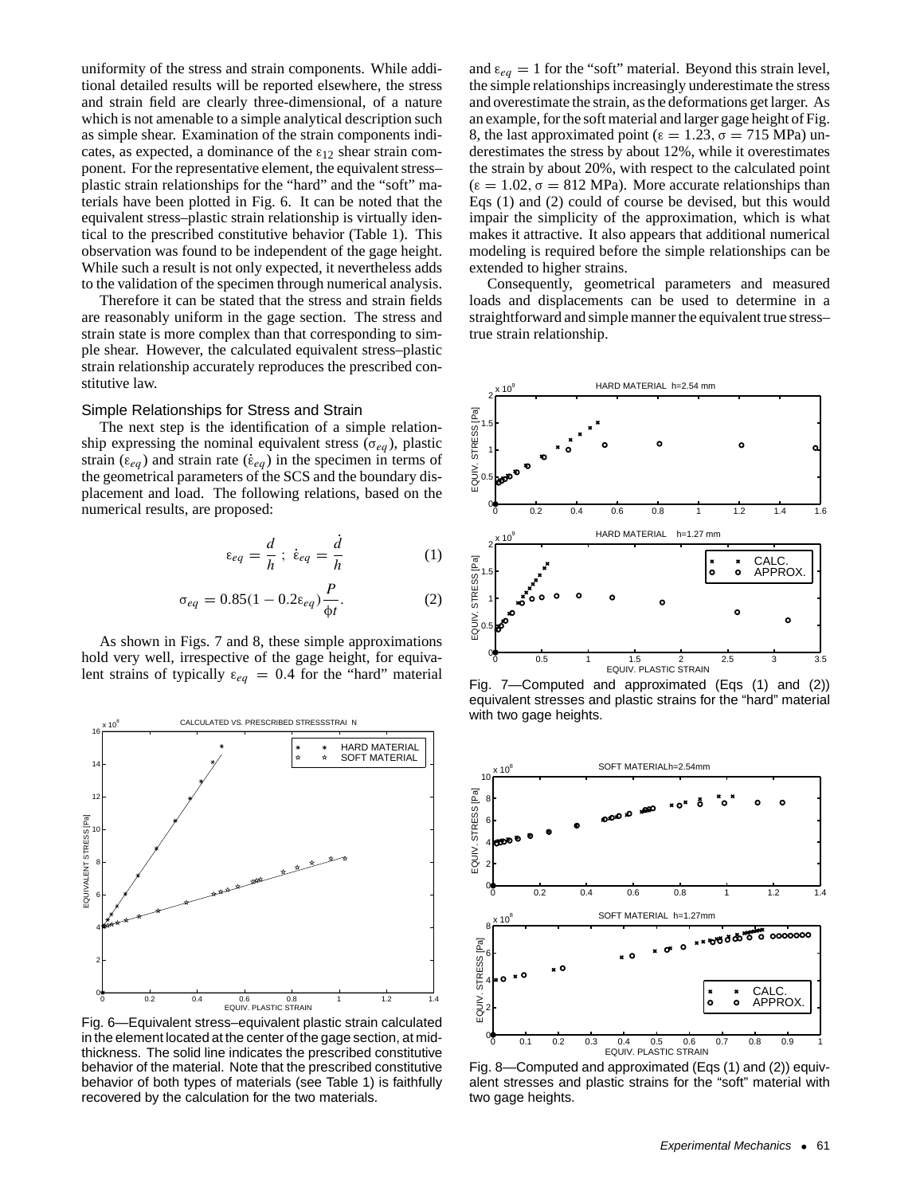uniformity of the stress and strain components. While additional detailed results will be reported elsewhere, the stress and strain field are clearly three-dimensional, of a nature which is not amenable to a simple analytical description such as simple shear. Examination of the strain components indicates, as expected, a dominance of the $\varepsilon_{12}$ shear strain component. For the representative element, the equivalent stress–plastic strain relationships for the "hard" and the "soft" materials have been plotted in Fig. 6. It can be noted that the equivalent stress–plastic strain relationship is virtually identical to the prescribed constitutive behavior (Table 1). This observation was found to be independent of the gage height. While such a result is not only expected, it nevertheless adds to the validation of the specimen through numerical analysis.

Therefore it can be stated that the stress and strain fields are reasonably uniform in the gage section. The stress and strain state is more complex than that corresponding to simple shear. However, the calculated equivalent stress–plastic strain relationship accurately reproduces the prescribed constitutive law.

## Simple Relationships for Stress and Strain

The next step is the identification of a simple relationship expressing the nominal equivalent stress ($\sigma_{eq}$), plastic strain ($\varepsilon_{eq}$) and strain rate ($\dot{\varepsilon}_{eq}$) in the specimen in terms of the geometrical parameters of the SCS and the boundary displacement and load. The following relations, based on the numerical results, are proposed:

$$\varepsilon_{eq} = \frac{d}{h} \; ; \; \dot{\varepsilon}_{eq} = \frac{\dot{d}}{h} \tag{1}$$

$$\sigma_{eq} = 0.85(1 - 0.2\varepsilon_{eq})\frac{P}{\phi t}. \tag{2}$$

As shown in Figs. 7 and 8, these simple approximations hold very well, irrespective of the gage height, for equivalent strains of typically $\varepsilon_{eq} = 0.4$ for the "hard" material and $\varepsilon_{eq} = 1$ for the "soft" material. Beyond this strain level, the simple relationships increasingly underestimate the stress and overestimate the strain, as the deformations get larger. As an example, for the soft material and larger gage height of Fig. 8, the last approximated point ($\varepsilon = 1.23$, $\sigma = 715$ MPa) underestimates the stress by about 12%, while it overestimates the strain by about 20%, with respect to the calculated point ($\varepsilon = 1.02$, $\sigma = 812$ MPa). More accurate relationships than Eqs (1) and (2) could of course be devised, but this would impair the simplicity of the approximation, which is what makes it attractive. It also appears that additional numerical modeling is required before the simple relationships can be extended to higher strains.

Consequently, geometrical parameters and measured loads and displacements can be used to determine in a straightforward and simple manner the equivalent true stress–true strain relationship.

Fig. 6—Equivalent stress–equivalent plastic strain calculated in the element located at the center of the gage section, at mid-thickness. The solid line indicates the prescribed constitutive behavior of the material. Note that the prescribed constitutive behavior of both types of materials (see Table 1) is faithfully recovered by the calculation for the two materials.

Fig. 7—Computed and approximated (Eqs (1) and (2)) equivalent stresses and plastic strains for the "hard" material with two gage heights.

Fig. 8—Computed and approximated (Eqs (1) and (2)) equivalent stresses and plastic strains for the "soft" material with two gage heights.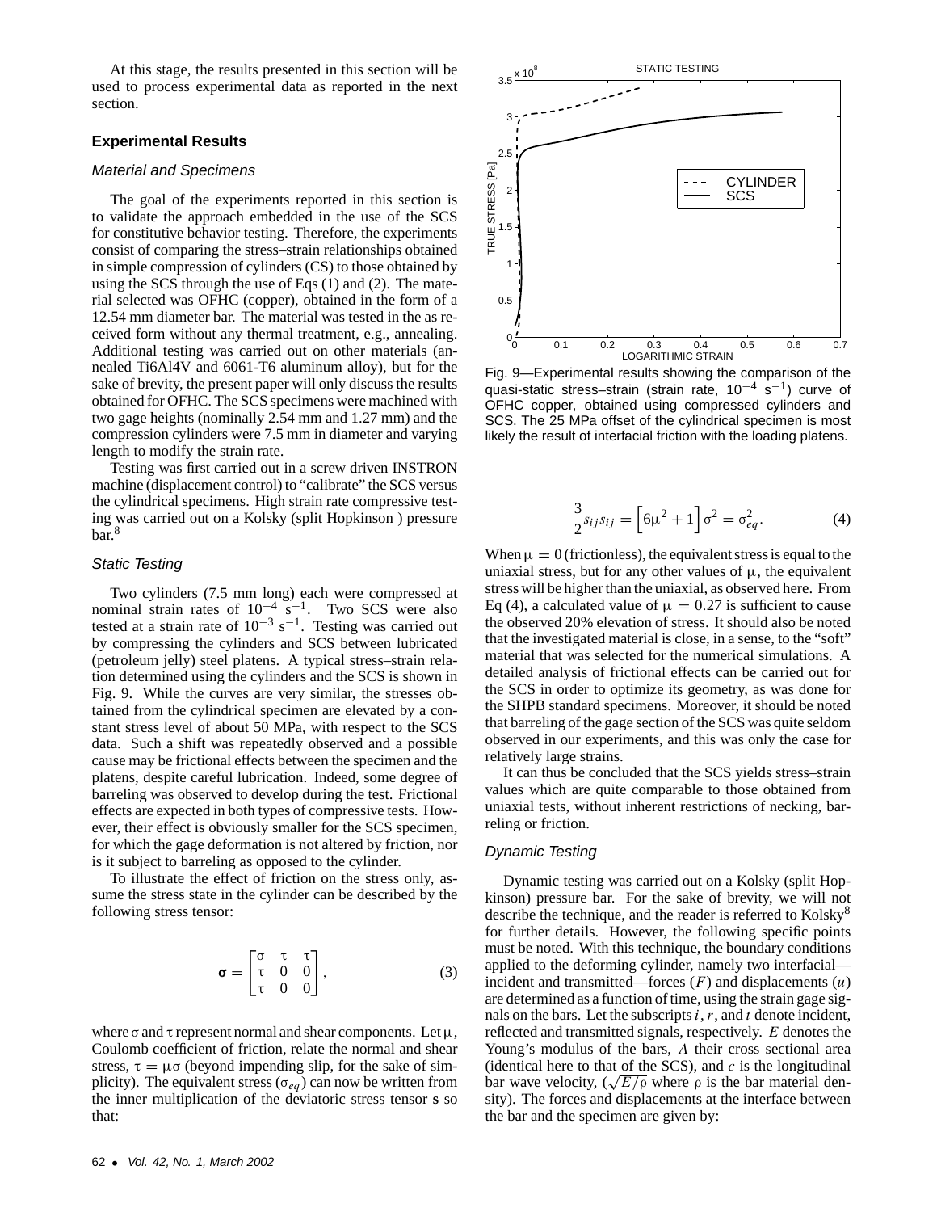At this stage, the results presented in this section will be used to process experimental data as reported in the next section.

## Experimental Results

### *Material and Specimens*

The goal of the experiments reported in this section is to validate the approach embedded in the use of the SCS for constitutive behavior testing. Therefore, the experiments consist of comparing the stress–strain relationships obtained in simple compression of cylinders (CS) to those obtained by using the SCS through the use of Eqs (1) and (2). The material selected was OFHC (copper), obtained in the form of a 12.54 mm diameter bar. The material was tested in the as received form without any thermal treatment, e.g., annealing. Additional testing was carried out on other materials (annealed Ti6Al4V and 6061-T6 aluminum alloy), but for the sake of brevity, the present paper will only discuss the results obtained for OFHC. The SCS specimens were machined with two gage heights (nominally 2.54 mm and 1.27 mm) and the compression cylinders were 7.5 mm in diameter and varying length to modify the strain rate.

Testing was first carried out in a screw driven INSTRON machine (displacement control) to "calibrate" the SCS versus the cylindrical specimens. High strain rate compressive testing was carried out on a Kolsky (split Hopkinson ) pressure bar.[8]

### *Static Testing*

Two cylinders (7.5 mm long) each were compressed at nominal strain rates of $10^{-4}$ s$^{-1}$. Two SCS were also tested at a strain rate of $10^{-3}$ s$^{-1}$. Testing was carried out by compressing the cylinders and SCS between lubricated (petroleum jelly) steel platens. A typical stress–strain relation determined using the cylinders and the SCS is shown in Fig. 9. While the curves are very similar, the stresses obtained from the cylindrical specimen are elevated by a constant stress level of about 50 MPa, with respect to the SCS data. Such a shift was repeatedly observed and a possible cause may be frictional effects between the specimen and the platens, despite careful lubrication. Indeed, some degree of barreling was observed to develop during the test. Frictional effects are expected in both types of compressive tests. However, their effect is obviously smaller for the SCS specimen, for which the gage deformation is not altered by friction, nor is it subject to barreling as opposed to the cylinder.

To illustrate the effect of friction on the stress only, assume the stress state in the cylinder can be described by the following stress tensor:

$$\boldsymbol{\sigma} = \begin{bmatrix} \sigma & \tau & \tau \\ \tau & 0 & 0 \\ \tau & 0 & 0 \end{bmatrix}, \tag{3}$$

where $\sigma$ and $\tau$ represent normal and shear components. Let $\mu$, Coulomb coefficient of friction, relate the normal and shear stress, $\tau = \mu\sigma$ (beyond impending slip, for the sake of simplicity). The equivalent stress ($\sigma_{eq}$) can now be written from the inner multiplication of the deviatoric stress tensor **s** so that:

STATIC TESTING

x 10^8

TRUE STRESS [Pa]

LOGARITHMIC STRAIN

CYLINDER

SCS

0, 0.5, 1, 1.5, 2, 2.5, 3, 3.5

0, 0.1, 0.2, 0.3, 0.4, 0.5, 0.6, 0.7

Fig. 9—Experimental results showing the comparison of the quasi-static stress–strain (strain rate, $10^{-4}$ s$^{-1}$) curve of OFHC copper, obtained using compressed cylinders and SCS. The 25 MPa offset of the cylindrical specimen is most likely the result of interfacial friction with the loading platens.

$$\frac{3}{2} s_{ij} s_{ij} = \left[6\mu^2 + 1\right]\sigma^2 = \sigma_{eq}^2. \tag{4}$$

When $\mu = 0$ (frictionless), the equivalent stress is equal to the uniaxial stress, but for any other values of $\mu$, the equivalent stress will be higher than the uniaxial, as observed here. From Eq (4), a calculated value of $\mu = 0.27$ is sufficient to cause the observed 20% elevation of stress. It should also be noted that the investigated material is close, in a sense, to the "soft" material that was selected for the numerical simulations. A detailed analysis of frictional effects can be carried out for the SCS in order to optimize its geometry, as was done for the SHPB standard specimens. Moreover, it should be noted that barreling of the gage section of the SCS was quite seldom observed in our experiments, and this was only the case for relatively large strains.

It can thus be concluded that the SCS yields stress–strain values which are quite comparable to those obtained from uniaxial tests, without inherent restrictions of necking, barreling or friction.

### *Dynamic Testing*

Dynamic testing was carried out on a Kolsky (split Hopkinson) pressure bar. For the sake of brevity, we will not describe the technique, and the reader is referred to Kolsky[8] for further details. However, the following specific points must be noted. With this technique, the boundary conditions applied to the deforming cylinder, namely two interfacial—incident and transmitted—forces ($F$) and displacements ($u$) are determined as a function of time, using the strain gage signals on the bars. Let the subscripts $i$, $r$, and $t$ denote incident, reflected and transmitted signals, respectively. $E$ denotes the Young's modulus of the bars, $A$ their cross sectional area (identical here to that of the SCS), and $c$ is the longitudinal bar wave velocity, ($\sqrt{E/\rho}$ where $\rho$ is the bar material density). The forces and displacements at the interface between the bar and the specimen are given by: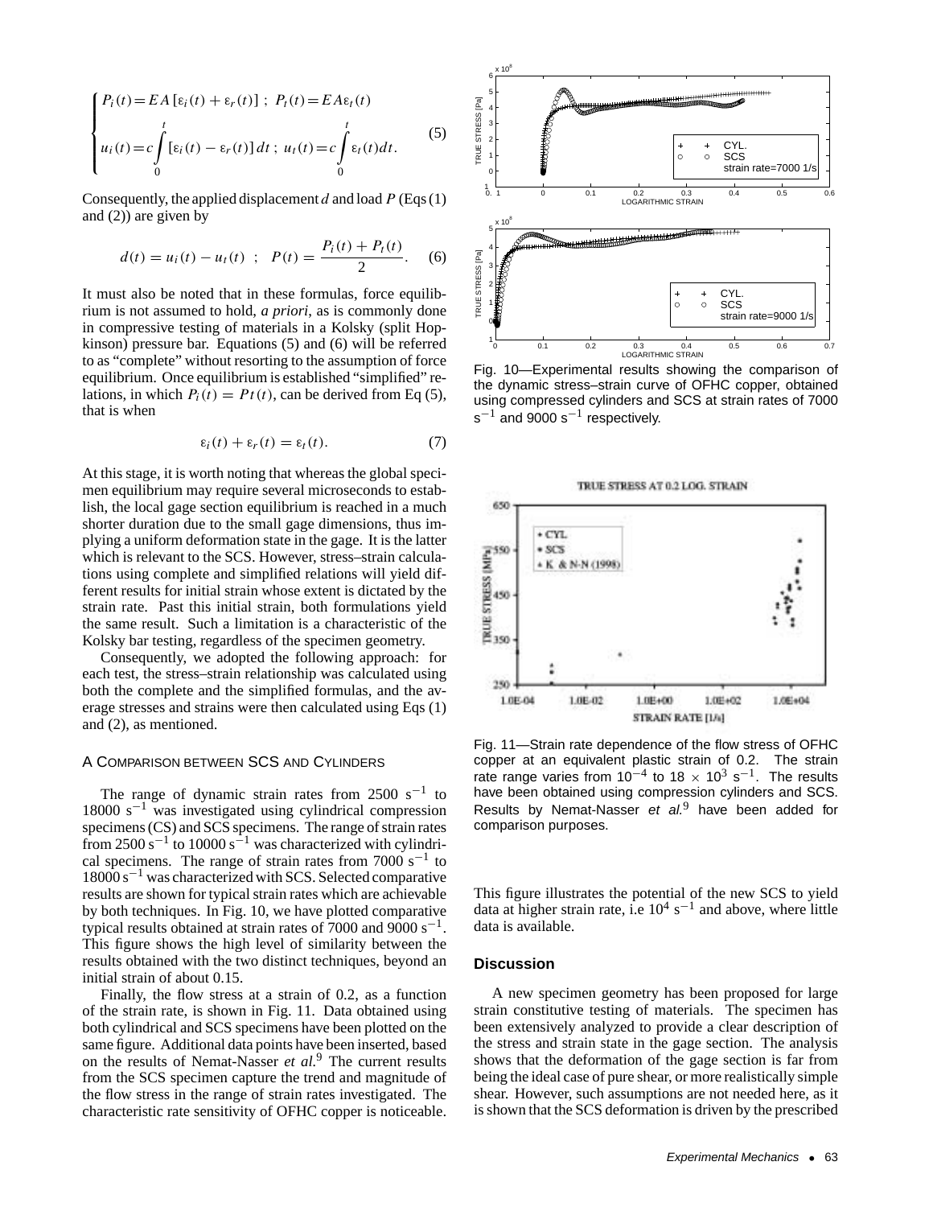$$
\begin{cases}
P_i(t) = EA\left[\varepsilon_i(t) + \varepsilon_r(t)\right]\ ;\ P_t(t) = EA\varepsilon_t(t) \\
u_i(t) = c\displaystyle\int_0^t \left[\varepsilon_i(t) - \varepsilon_r(t)\right]dt\ ;\ u_t(t) = c\displaystyle\int_0^t \varepsilon_t(t)dt.
\end{cases}
\quad (5)
$$

Consequently, the applied displacement $d$ and load $P$ (Eqs (1) and (2)) are given by

$$
d(t) = u_i(t) - u_t(t)\ \ ;\ \ P(t) = \frac{P_i(t) + P_t(t)}{2}. \quad (6)
$$

It must also be noted that in these formulas, force equilibrium is not assumed to hold, *a priori*, as is commonly done in compressive testing of materials in a Kolsky (split Hopkinson) pressure bar. Equations (5) and (6) will be referred to as "complete" without resorting to the assumption of force equilibrium. Once equilibrium is established "simplified" relations, in which $P_i(t) = Pt(t)$, can be derived from Eq (5), that is when

$$
\varepsilon_i(t) + \varepsilon_r(t) = \varepsilon_t(t). \quad (7)
$$

At this stage, it is worth noting that whereas the global specimen equilibrium may require several microseconds to establish, the local gage section equilibrium is reached in a much shorter duration due to the small gage dimensions, thus implying a uniform deformation state in the gage. It is the latter which is relevant to the SCS. However, stress–strain calculations using complete and simplified relations will yield different results for initial strain whose extent is dictated by the strain rate. Past this initial strain, both formulations yield the same result. Such a limitation is a characteristic of the Kolsky bar testing, regardless of the specimen geometry.

Consequently, we adopted the following approach: for each test, the stress–strain relationship was calculated using both the complete and the simplified formulas, and the average stresses and strains were then calculated using Eqs (1) and (2), as mentioned.

### A Comparison between SCS and Cylinders

The range of dynamic strain rates from 2500 $s^{-1}$ to 18000 $s^{-1}$ was investigated using cylindrical compression specimens (CS) and SCS specimens. The range of strain rates from 2500 $s^{-1}$ to 10000 $s^{-1}$ was characterized with cylindrical specimens. The range of strain rates from 7000 $s^{-1}$ to 18000 $s^{-1}$ was characterized with SCS. Selected comparative results are shown for typical strain rates which are achievable by both techniques. In Fig. 10, we have plotted comparative typical results obtained at strain rates of 7000 and 9000 $s^{-1}$. This figure shows the high level of similarity between the results obtained with the two distinct techniques, beyond an initial strain of about 0.15.

Finally, the flow stress at a strain of 0.2, as a function of the strain rate, is shown in Fig. 11. Data obtained using both cylindrical and SCS specimens have been plotted on the same figure. Additional data points have been inserted, based on the results of Nemat-Nasser *et al.*[9] The current results from the SCS specimen capture the trend and magnitude of the flow stress in the range of strain rates investigated. The characteristic rate sensitivity of OFHC copper is noticeable.

x 10^8
TRUE STRESS [Pa]
LOGARITHMIC STRAIN
CYL.
SCS
strain rate=7000 1/s

x 10^8
TRUE STRESS [Pa]
LOGARITHMIC STRAIN
CYL.
SCS
strain rate=9000 1/s

Fig. 10—Experimental results showing the comparison of the dynamic stress–strain curve of OFHC copper, obtained using compressed cylinders and SCS at strain rates of 7000 $s^{-1}$ and 9000 $s^{-1}$ respectively.

TRUE STRESS AT 0.2 LOG. STRAIN
TRUE STRESS [MPa]
STRAIN RATE [1/s]
CYL
SCS
K & N-N (1998)

Fig. 11—Strain rate dependence of the flow stress of OFHC copper at an equivalent plastic strain of 0.2. The strain rate range varies from $10^{-4}$ to $18 \times 10^3$ $s^{-1}$. The results have been obtained using compression cylinders and SCS. Results by Nemat-Nasser *et al.*[9] have been added for comparison purposes.

This figure illustrates the potential of the new SCS to yield data at higher strain rate, i.e $10^4$ $s^{-1}$ and above, where little data is available.

## Discussion

A new specimen geometry has been proposed for large strain constitutive testing of materials. The specimen has been extensively analyzed to provide a clear description of the stress and strain state in the gage section. The analysis shows that the deformation of the gage section is far from being the ideal case of pure shear, or more realistically simple shear. However, such assumptions are not needed here, as it is shown that the SCS deformation is driven by the prescribed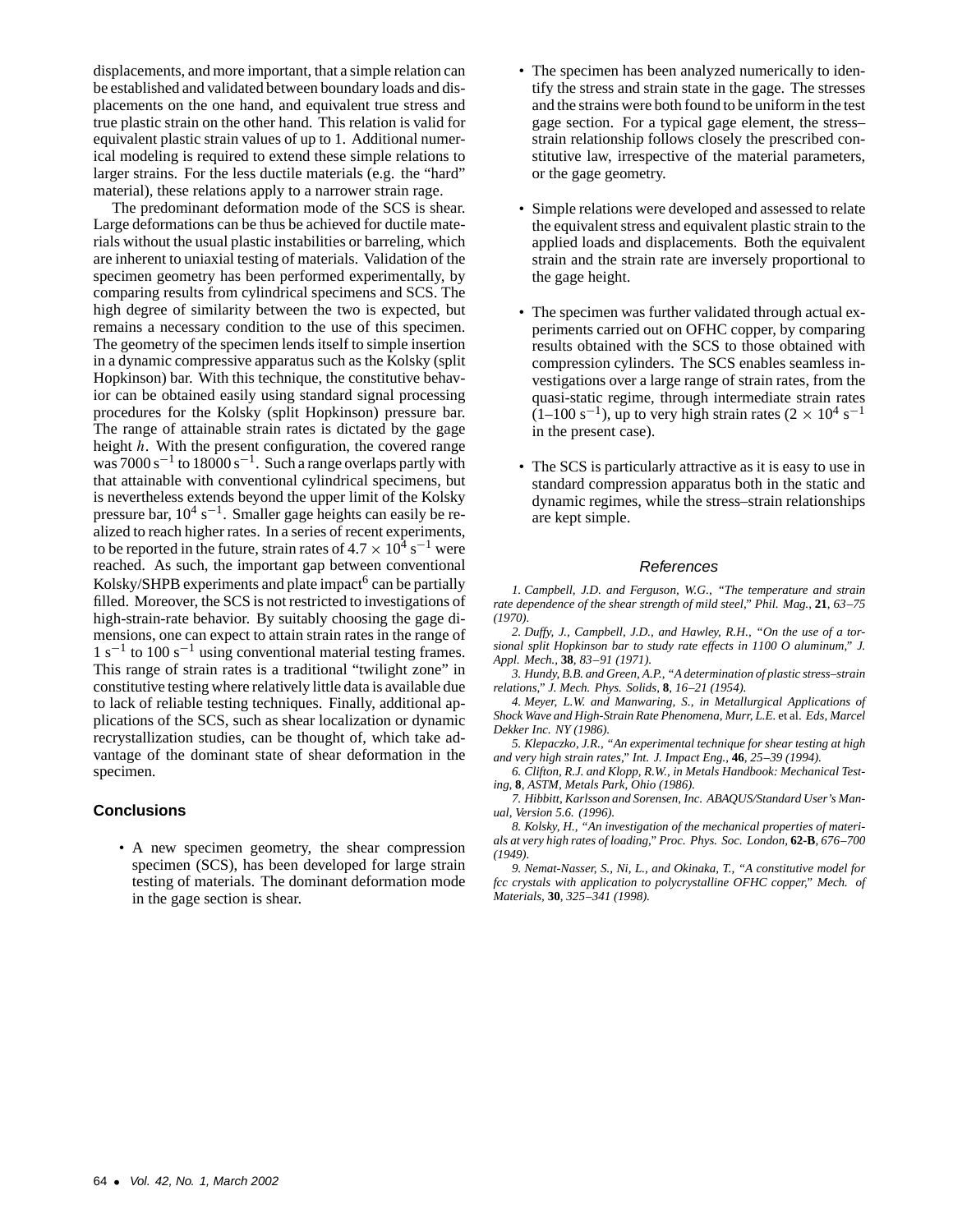displacements, and more important, that a simple relation can be established and validated between boundary loads and displacements on the one hand, and equivalent true stress and true plastic strain on the other hand. This relation is valid for equivalent plastic strain values of up to 1. Additional numerical modeling is required to extend these simple relations to larger strains. For the less ductile materials (e.g. the "hard" material), these relations apply to a narrower strain rage.

The predominant deformation mode of the SCS is shear. Large deformations can be thus be achieved for ductile materials without the usual plastic instabilities or barreling, which are inherent to uniaxial testing of materials. Validation of the specimen geometry has been performed experimentally, by comparing results from cylindrical specimens and SCS. The high degree of similarity between the two is expected, but remains a necessary condition to the use of this specimen. The geometry of the specimen lends itself to simple insertion in a dynamic compressive apparatus such as the Kolsky (split Hopkinson) bar. With this technique, the constitutive behavior can be obtained easily using standard signal processing procedures for the Kolsky (split Hopkinson) pressure bar. The range of attainable strain rates is dictated by the gage height $h$. With the present configuration, the covered range was $7000\,s^{-1}$ to $18000\,s^{-1}$. Such a range overlaps partly with that attainable with conventional cylindrical specimens, but is nevertheless extends beyond the upper limit of the Kolsky pressure bar, $10^4\ s^{-1}$. Smaller gage heights can easily be realized to reach higher rates. In a series of recent experiments, to be reported in the future, strain rates of $4.7 \times 10^4\ s^{-1}$ were reached. As such, the important gap between conventional Kolsky/SHPB experiments and plate impact[6] can be partially filled. Moreover, the SCS is not restricted to investigations of high-strain-rate behavior. By suitably choosing the gage dimensions, one can expect to attain strain rates in the range of $1\ s^{-1}$ to $100\ s^{-1}$ using conventional material testing frames. This range of strain rates is a traditional "twilight zone" in constitutive testing where relatively little data is available due to lack of reliable testing techniques. Finally, additional applications of the SCS, such as shear localization or dynamic recrystallization studies, can be thought of, which take advantage of the dominant state of shear deformation in the specimen.

## Conclusions

- A new specimen geometry, the shear compression specimen (SCS), has been developed for large strain testing of materials. The dominant deformation mode in the gage section is shear.
- The specimen has been analyzed numerically to identify the stress and strain state in the gage. The stresses and the strains were both found to be uniform in the test gage section. For a typical gage element, the stress–strain relationship follows closely the prescribed constitutive law, irrespective of the material parameters, or the gage geometry.
- Simple relations were developed and assessed to relate the equivalent stress and equivalent plastic strain to the applied loads and displacements. Both the equivalent strain and the strain rate are inversely proportional to the gage height.
- The specimen was further validated through actual experiments carried out on OFHC copper, by comparing results obtained with the SCS to those obtained with compression cylinders. The SCS enables seamless investigations over a large range of strain rates, from the quasi-static regime, through intermediate strain rates ($1$–$100\ s^{-1}$), up to very high strain rates ($2 \times 10^4\ s^{-1}$ in the present case).
- The SCS is particularly attractive as it is easy to use in standard compression apparatus both in the static and dynamic regimes, while the stress–strain relationships are kept simple.

## References

1. *Campbell, J.D. and Ferguson, W.G., "The temperature and strain rate dependence of the shear strength of mild steel," Phil. Mag.,* **21***, 63–75 (1970).*

2. *Duffy, J., Campbell, J.D., and Hawley, R.H., "On the use of a torsional split Hopkinson bar to study rate effects in 1100 O aluminum," J. Appl. Mech.,* **38***, 83–91 (1971).*

3. *Hundy, B.B. and Green, A.P., "A determination of plastic stress–strain relations," J. Mech. Phys. Solids,* **8***, 16–21 (1954).*

4. *Meyer, L.W. and Manwaring, S., in Metallurgical Applications of Shock Wave and High-Strain Rate Phenomena, Murr, L.E.* et al. *Eds, Marcel Dekker Inc. NY (1986).*

5. *Klepaczko, J.R., "An experimental technique for shear testing at high and very high strain rates," Int. J. Impact Eng.,* **46***, 25–39 (1994).*

6. *Clifton, R.J. and Klopp, R.W., in Metals Handbook: Mechanical Testing,* **8***, ASTM, Metals Park, Ohio (1986).*

7. *Hibbitt, Karlsson and Sorensen, Inc. ABAQUS/Standard User's Manual, Version 5.6. (1996).*

8. *Kolsky, H., "An investigation of the mechanical properties of materials at very high rates of loading," Proc. Phys. Soc. London,* **62-B***, 676–700 (1949).*

9. *Nemat-Nasser, S., Ni, L., and Okinaka, T., "A constitutive model for fcc crystals with application to polycrystalline OFHC copper," Mech. of Materials,* **30***, 325–341 (1998).*